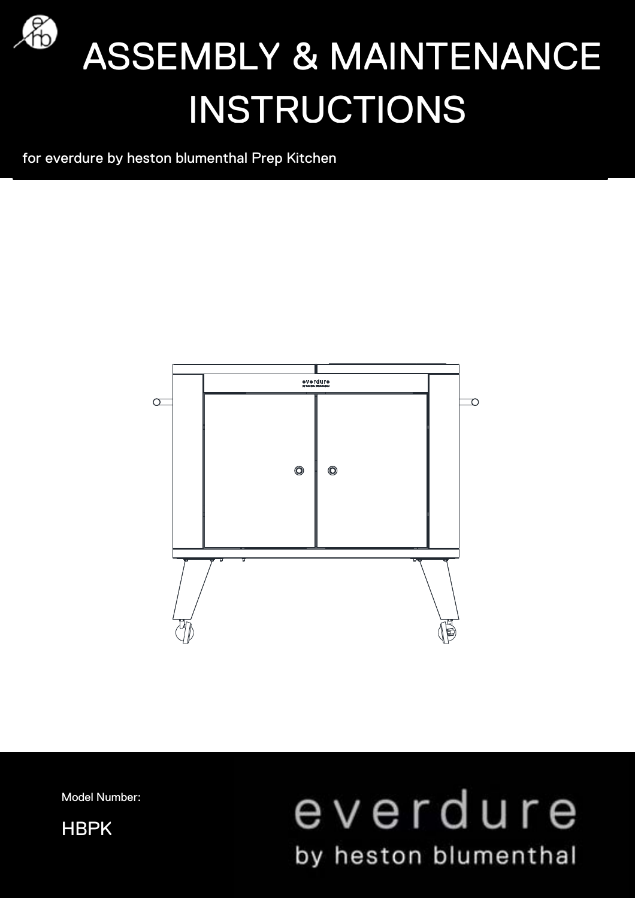# ASSEMBLY & MAINTENANCE INSTRUCTIONS

for everdure by heston blumenthal Prep Kitchen

Model Number:

HBPK

everdure

by heston blumenthal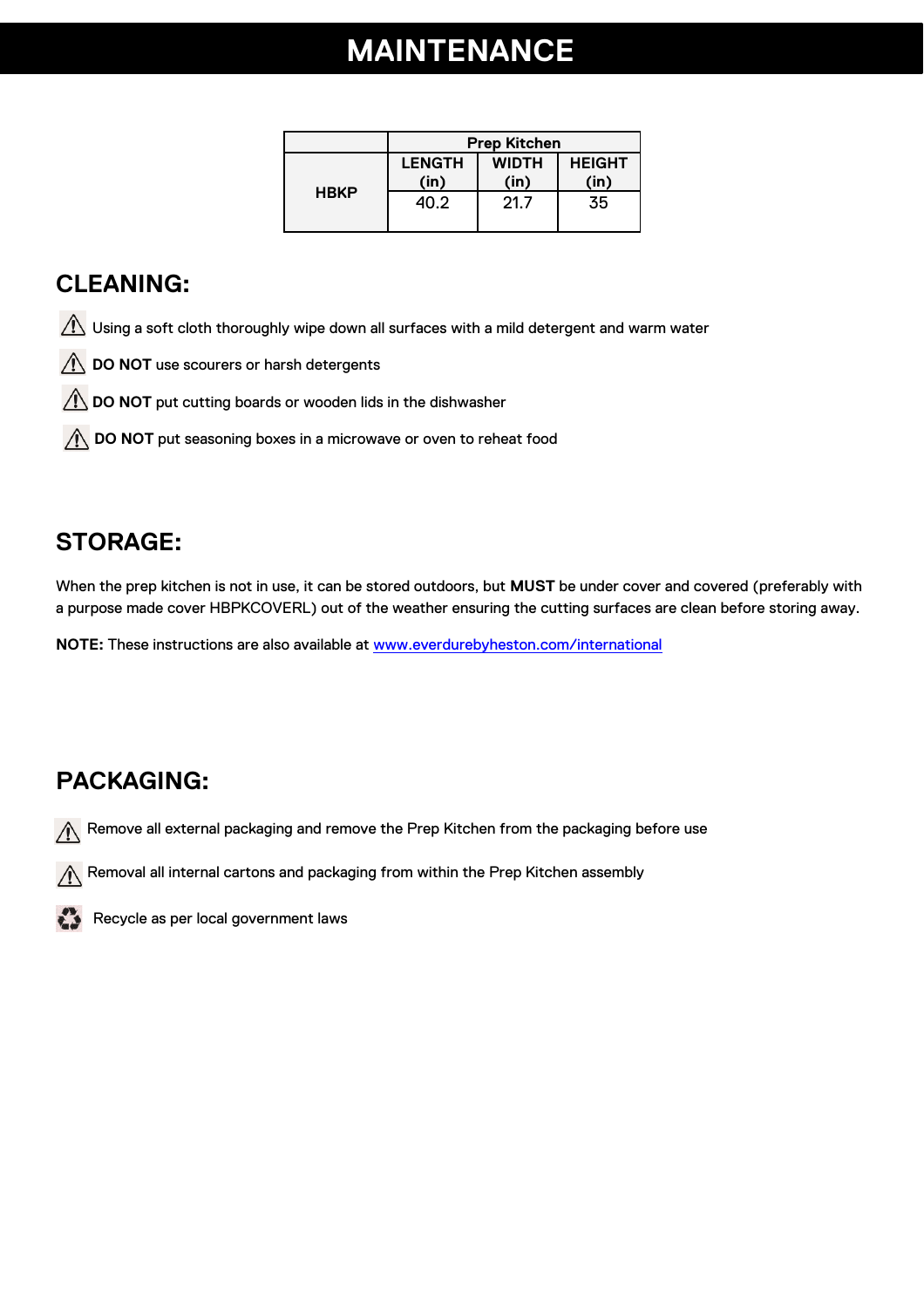# MAINTENANCE

| | Prep Kitchen | | |
|---|---|---|---|
| | LENGTH (in) | WIDTH (in) | HEIGHT (in) |
| HBKP | 40.2 | 21.7 | 35 |

## CLEANING:

- Using a soft cloth thoroughly wipe down all surfaces with a mild detergent and warm water
- **DO NOT** use scourers or harsh detergents
- **DO NOT** put cutting boards or wooden lids in the dishwasher
- **DO NOT** put seasoning boxes in a microwave or oven to reheat food

## STORAGE:

When the prep kitchen is not in use, it can be stored outdoors, but **MUST** be under cover and covered (preferably with a purpose made cover HBPKCOVERL) out of the weather ensuring the cutting surfaces are clean before storing away.

**NOTE:** These instructions are also available at www.everdurebyheston.com/international

## PACKAGING:

- Remove all external packaging and remove the Prep Kitchen from the packaging before use
- Removal all internal cartons and packaging from within the Prep Kitchen assembly
- Recycle as per local government laws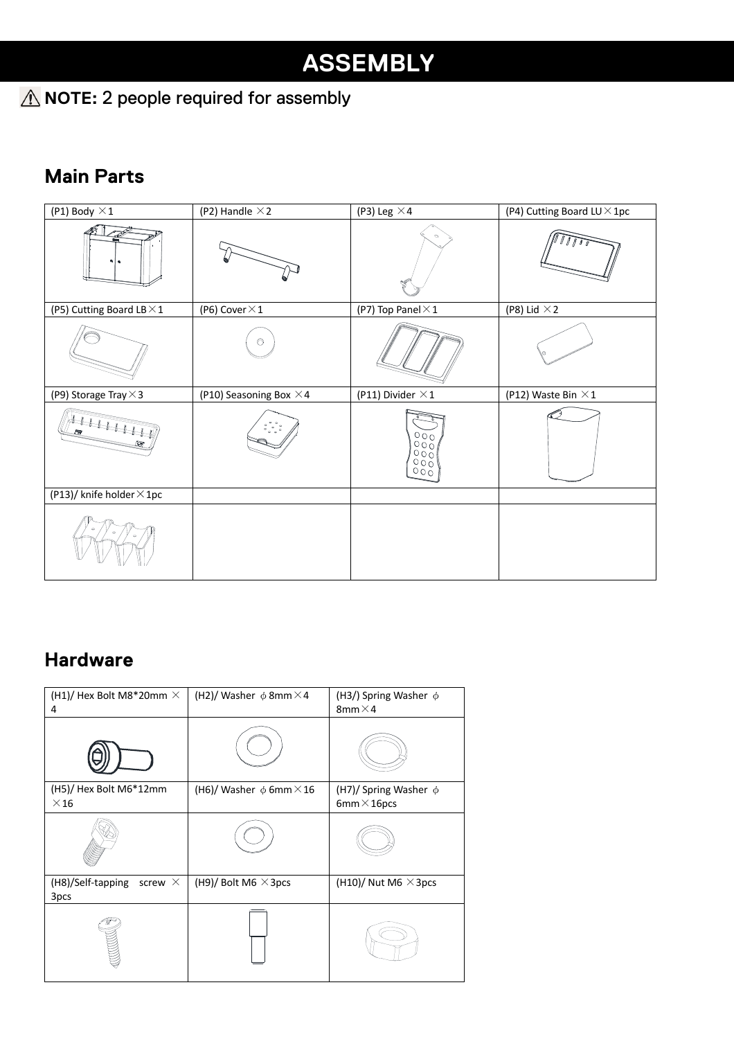# ASSEMBLY

⚠ **NOTE:** 2 people required for assembly

## Main Parts

| (P1) Body ×1 | (P2) Handle ×2 | (P3) Leg ×4 | (P4) Cutting Board LU×1pc |
|---|---|---|---|
| | | | |
| (P5) Cutting Board LB×1 | (P6) Cover×1 | (P7) Top Panel×1 | (P8) Lid ×2 |
| | | | |
| (P9) Storage Tray×3 | (P10) Seasoning Box ×4 | (P11) Divider ×1 | (P12) Waste Bin ×1 |
| | | | |
| (P13)/ knife holder×1pc | | | |
| | | | |

## Hardware

| (H1)/ Hex Bolt M8*20mm ×4 | (H2)/ Washer ϕ8mm×4 | (H3/) Spring Washer ϕ8mm×4 |
|---|---|---|
| | | |
| (H5)/ Hex Bolt M6*12mm ×16 | (H6)/ Washer ϕ6mm×16 | (H7)/ Spring Washer ϕ6mm×16pcs |
| | | |
| (H8)/Self-tapping screw ×3pcs | (H9)/ Bolt M6 ×3pcs | (H10)/ Nut M6 ×3pcs |
| | | |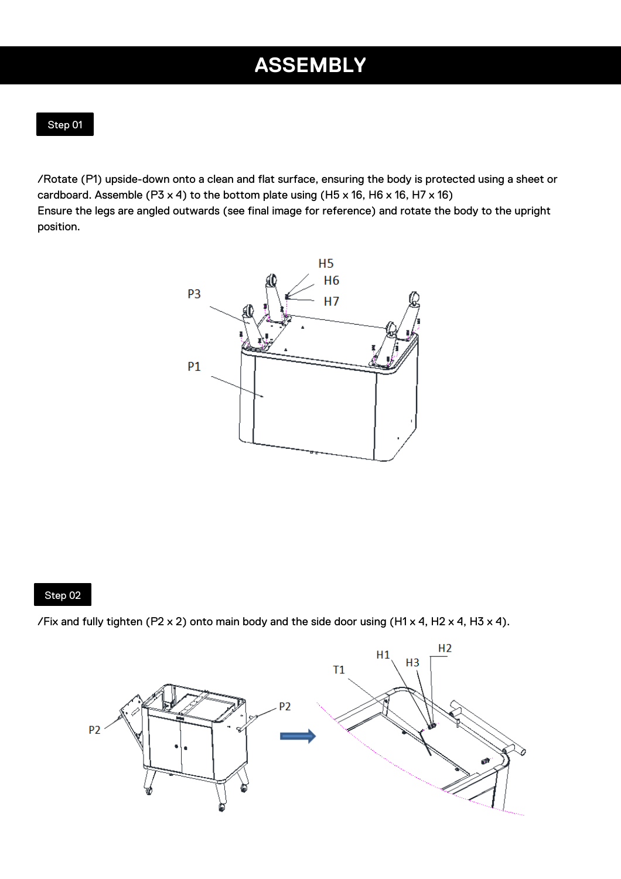# ASSEMBLY

## Step 01

/Rotate (P1) upside-down onto a clean and flat surface, ensuring the body is protected using a sheet or cardboard. Assemble (P3 x 4) to the bottom plate using (H5 x 16, H6 x 16, H7 x 16)
Ensure the legs are angled outwards (see final image for reference) and rotate the body to the upright position.

## Step 02

/Fix and fully tighten (P2 x 2) onto main body and the side door using (H1 x 4, H2 x 4, H3 x 4).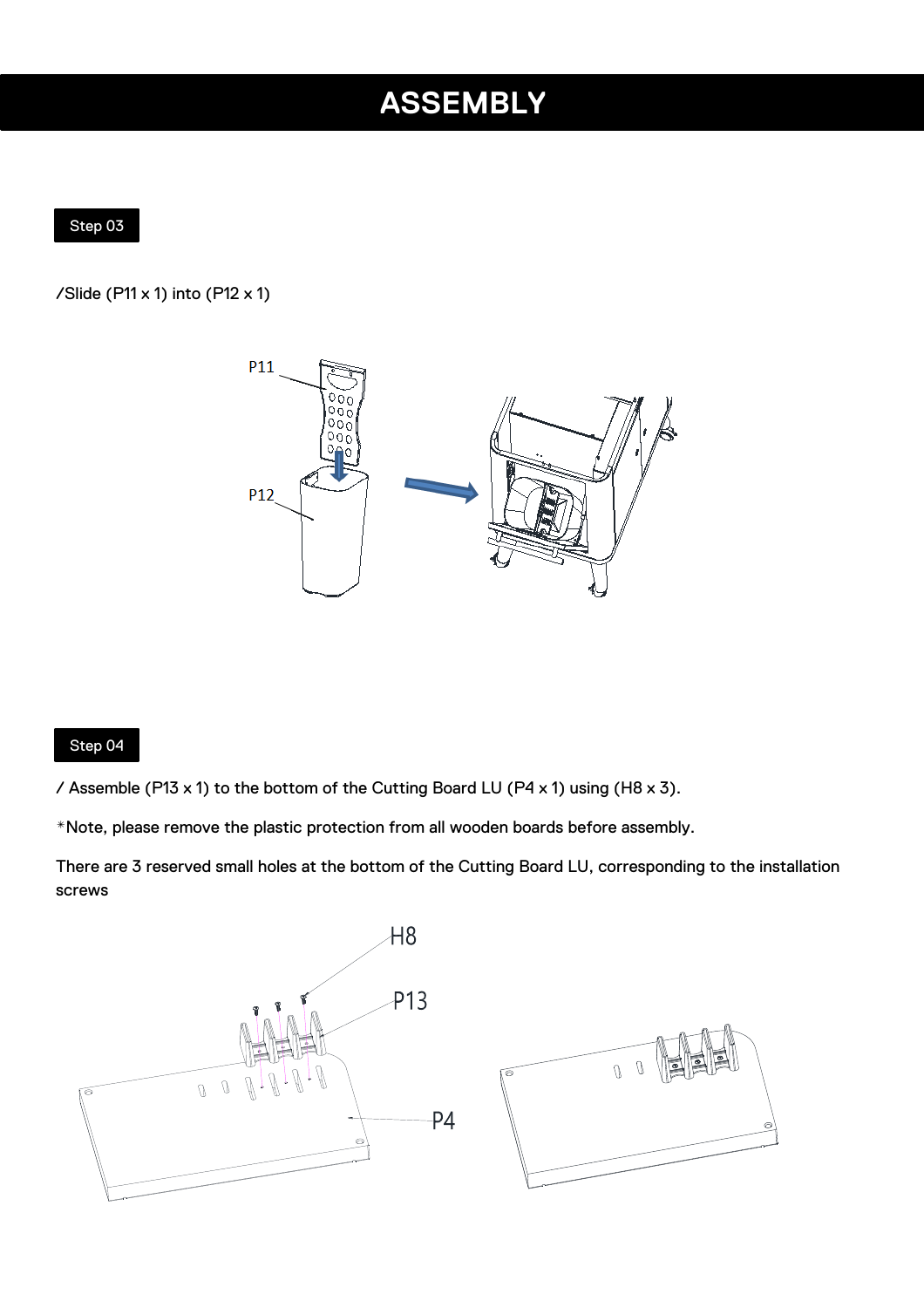# ASSEMBLY

Step 03

/Slide (P11 x 1) into (P12 x 1)

Step 04

/ Assemble (P13 x 1) to the bottom of the Cutting Board LU (P4 x 1) using (H8 x 3).

*Note, please remove the plastic protection from all wooden boards before assembly.

There are 3 reserved small holes at the bottom of the Cutting Board LU, corresponding to the installation screws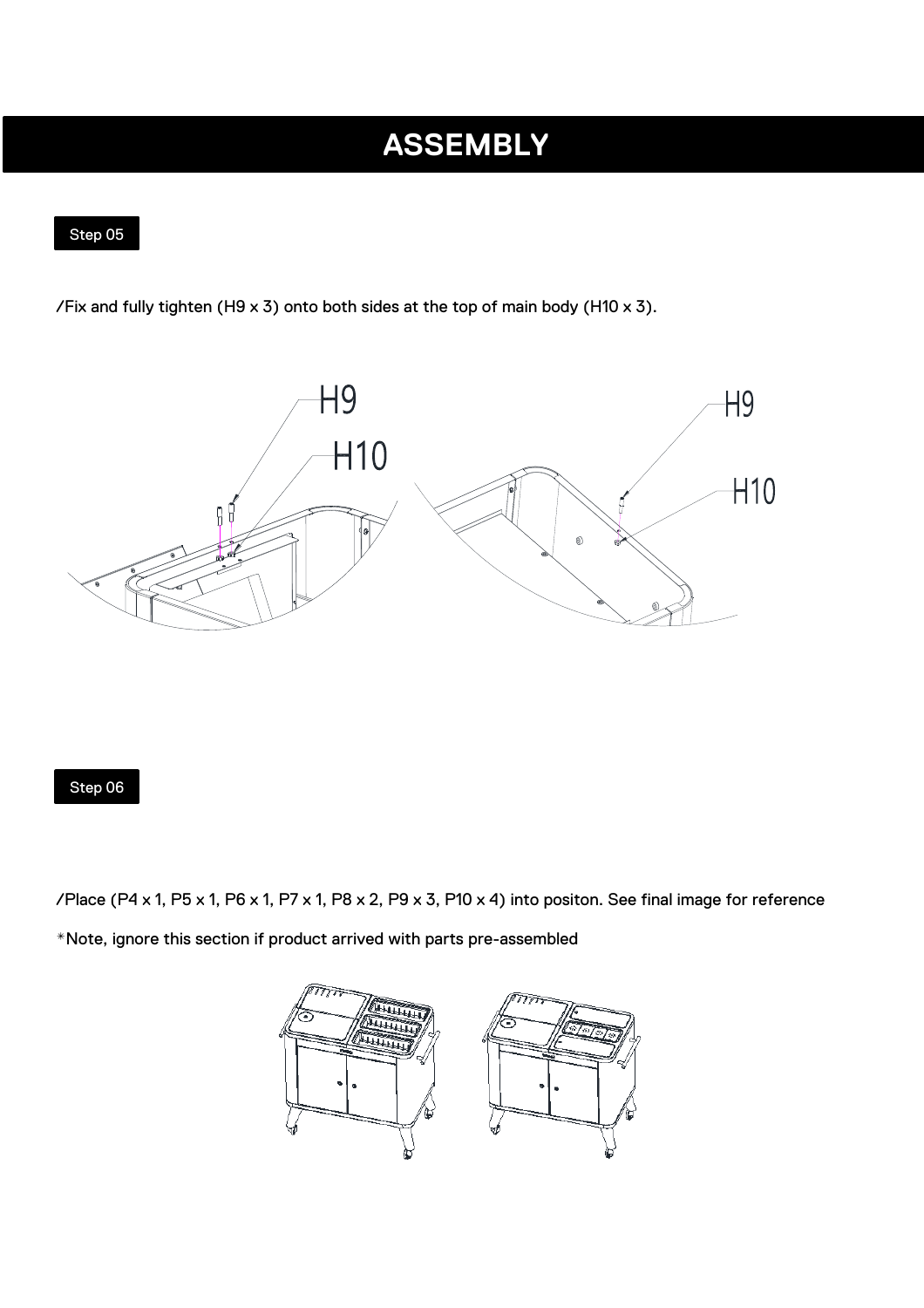# ASSEMBLY

## Step 05

/Fix and fully tighten (H9 x 3) onto both sides at the top of main body (H10 x 3).

H9

H10

H9

H10

## Step 06

/Place (P4 x 1, P5 x 1, P6 x 1, P7 x 1, P8 x 2, P9 x 3, P10 x 4) into positon. See final image for reference

*Note, ignore this section if product arrived with parts pre-assembled